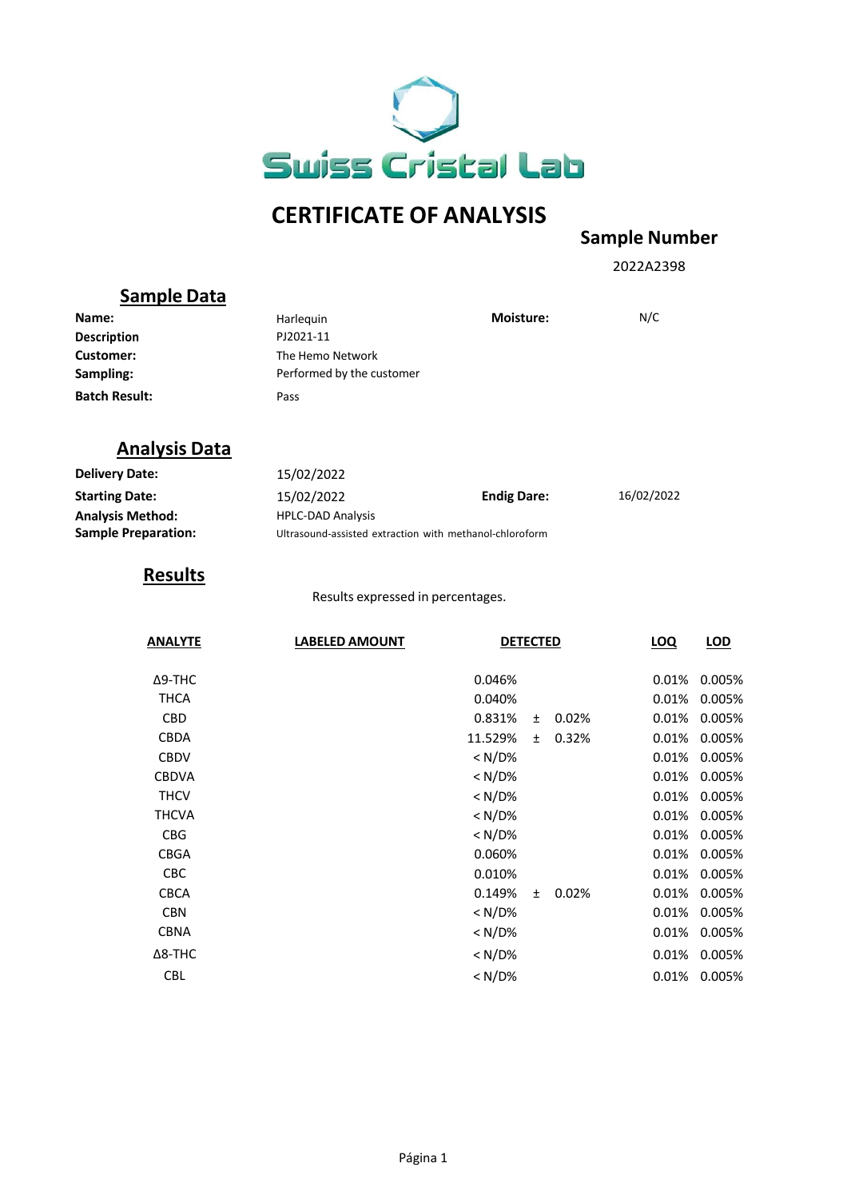Swiss Cristal Lab

# CERTIFICATE OF ANALYSIS

**Sample Number**

2022A2398

## Sample Data

| | | | |
|---|---|---|---|
| **Name:** | Harlequin | **Moisture:** | N/C |
| **Description** | PJ2021-11 | | |
| **Customer:** | The Hemo Network | | |
| **Sampling:** | Performed by the customer | | |
| **Batch Result:** | Pass | | |

## Analysis Data

| | | | |
|---|---|---|---|
| **Delivery Date:** | 15/02/2022 | | |
| **Starting Date:** | 15/02/2022 | **Endig Dare:** | 16/02/2022 |
| **Analysis Method:** | HPLC-DAD Analysis | | |
| **Sample Preparation:** | Ultrasound-assisted extraction with methanol-chloroform | | |

## Results

Results expressed in percentages.

| ANALYTE | LABELED AMOUNT | DETECTED | | | LOQ | LOD |
|---|---|---|---|---|---|---|
| Δ9-THC | | 0.046% | | | 0.01% | 0.005% |
| THCA | | 0.040% | | | 0.01% | 0.005% |
| CBD | | 0.831% | ± | 0.02% | 0.01% | 0.005% |
| CBDA | | 11.529% | ± | 0.32% | 0.01% | 0.005% |
| CBDV | | < N/D% | | | 0.01% | 0.005% |
| CBDVA | | < N/D% | | | 0.01% | 0.005% |
| THCV | | < N/D% | | | 0.01% | 0.005% |
| THCVA | | < N/D% | | | 0.01% | 0.005% |
| CBG | | < N/D% | | | 0.01% | 0.005% |
| CBGA | | 0.060% | | | 0.01% | 0.005% |
| CBC | | 0.010% | | | 0.01% | 0.005% |
| CBCA | | 0.149% | ± | 0.02% | 0.01% | 0.005% |
| CBN | | < N/D% | | | 0.01% | 0.005% |
| CBNA | | < N/D% | | | 0.01% | 0.005% |
| Δ8-THC | | < N/D% | | | 0.01% | 0.005% |
| CBL | | < N/D% | | | 0.01% | 0.005% |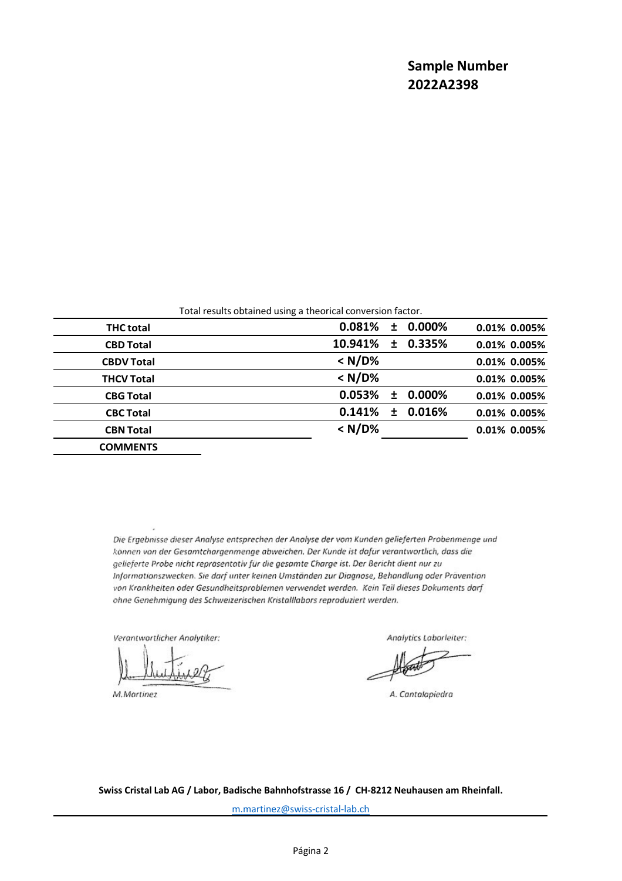**Sample Number**
**2022A2398**

Total results obtained using a theorical conversion factor.

| | | | | | |
|---|---|---|---|---|---|
| **THC total** | **0.081%** | **±** | **0.000%** | **0.01%** | **0.005%** |
| **CBD Total** | **10.941%** | **±** | **0.335%** | **0.01%** | **0.005%** |
| **CBDV Total** | **< N/D%** | | | **0.01%** | **0.005%** |
| **THCV Total** | **< N/D%** | | | **0.01%** | **0.005%** |
| **CBG Total** | **0.053%** | **±** | **0.000%** | **0.01%** | **0.005%** |
| **CBC Total** | **0.141%** | **±** | **0.016%** | **0.01%** | **0.005%** |
| **CBN Total** | **< N/D%** | | | **0.01%** | **0.005%** |

**COMMENTS**

*Die Ergebnisse dieser Analyse entsprechen der Analyse der vom Kunden gelieferten Probenmenge und konnen von der Gesamtchargenmenge abweichen. Der Kunde ist dafür verantwortlich, dass die gelieferte Probe nicht reprasentativ für die gesamte Charge ist. Der Bericht dient nur zu Informationszwecken. Sie darf unter keinen Umständen zur Diagnose, Behandlung oder Prävention von Krankheiten oder Gesundheitsproblemen verwendet werden. Kein Teil dieses Dokuments darf ohne Genehmigung des Schweizerischen Kristalllabors reproduziert werden.*

*Verantwortlicher Analytiker:*

*M.Martinez*

*Analytics Laborleiter:*

*A. Cantalapiedra*

**Swiss Cristal Lab AG / Labor, Badische Bahnhofstrasse 16 / CH-8212 Neuhausen am Rheinfall.**

m.martinez@swiss-cristal-lab.ch